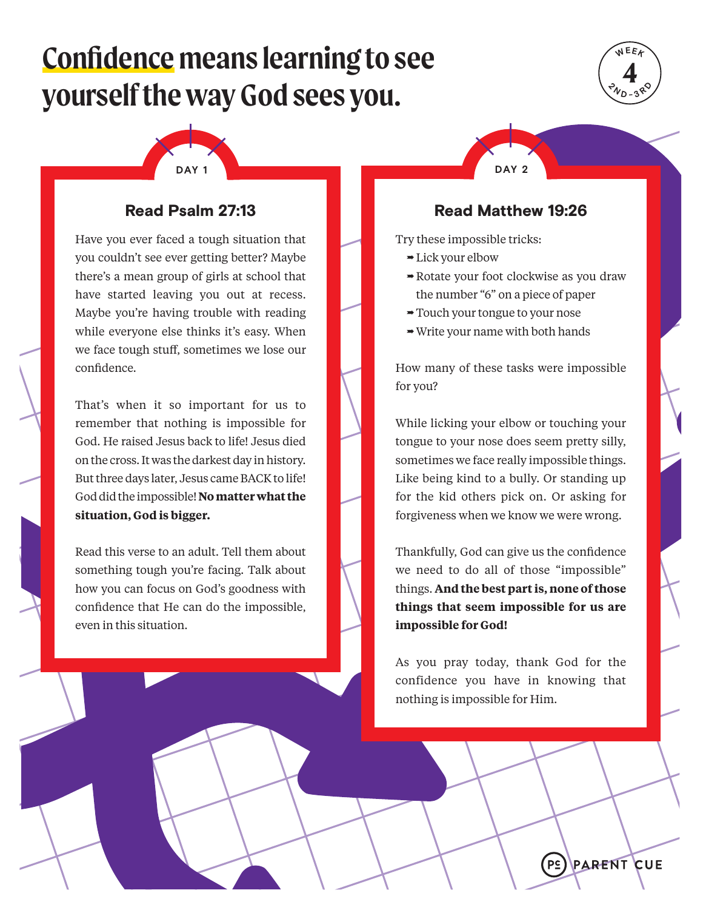# Confidence means learning to see yourself the way God sees you.

WEEK 4
2ND-3RD

## DAY 1

### Read Psalm 27:13

Have you ever faced a tough situation that you couldn't see ever getting better? Maybe there's a mean group of girls at school that have started leaving you out at recess. Maybe you're having trouble with reading while everyone else thinks it's easy. When we face tough stuff, sometimes we lose our confidence.

That's when it so important for us to remember that nothing is impossible for God. He raised Jesus back to life! Jesus died on the cross. It was the darkest day in history. But three days later, Jesus came BACK to life! God did the impossible! **No matter what the situation, God is bigger.**

Read this verse to an adult. Tell them about something tough you're facing. Talk about how you can focus on God's goodness with confidence that He can do the impossible, even in this situation.

## DAY 2

### Read Matthew 19:26

Try these impossible tricks:

- Lick your elbow
- Rotate your foot clockwise as you draw the number "6" on a piece of paper
- Touch your tongue to your nose
- Write your name with both hands

How many of these tasks were impossible for you?

While licking your elbow or touching your tongue to your nose does seem pretty silly, sometimes we face really impossible things. Like being kind to a bully. Or standing up for the kid others pick on. Or asking for forgiveness when we know we were wrong.

Thankfully, God can give us the confidence we need to do all of those "impossible" things. **And the best part is, none of those things that seem impossible for us are impossible for God!**

As you pray today, thank God for the confidence you have in knowing that nothing is impossible for Him.

PARENT CUE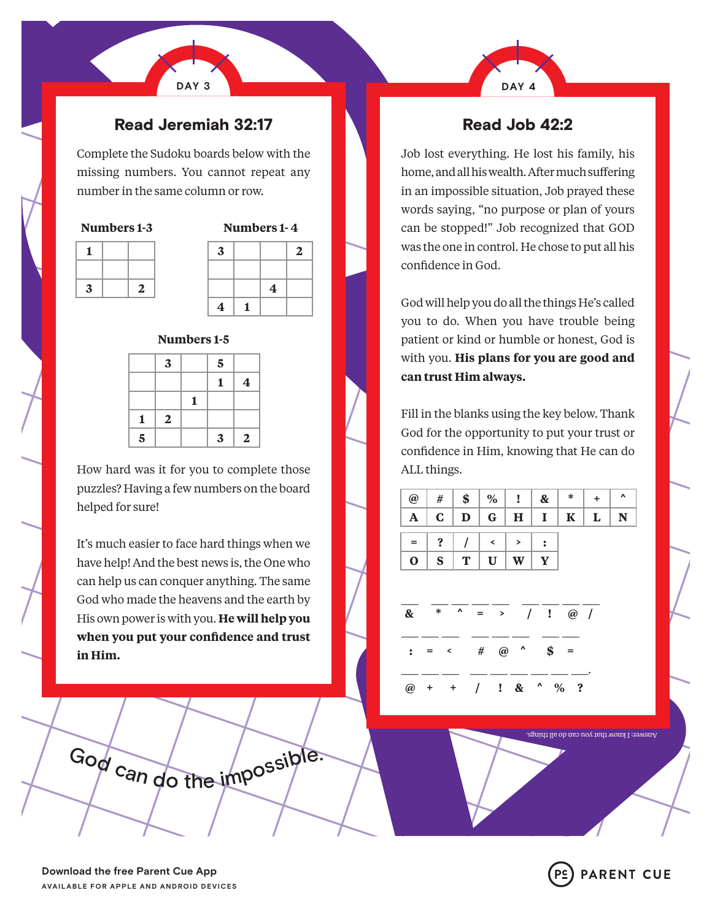DAY 3

## Read Jeremiah 32:17

Complete the Sudoku boards below with the missing numbers. You cannot repeat any number in the same column or row.

**Numbers 1-3**

| | | |
|---|---|---|
| 1 | | |
| | | |
| 3 | | 2 |

**Numbers 1- 4**

| | | | |
|---|---|---|---|
| 3 | | | 2 |
| | | | |
| | | 4 | |
| 4 | 1 | | |

**Numbers 1-5**

| | | | | |
|---|---|---|---|---|
| | 3 | | 5 | |
| | | | 1 | 4 |
| | | 1 | | |
| 1 | 2 | | | |
| 5 | | | 3 | 2 |

How hard was it for you to complete those puzzles? Having a few numbers on the board helped for sure!

It's much easier to face hard things when we have help! And the best news is, the One who can help us can conquer anything. The same God who made the heavens and the earth by His own power is with you. **He will help you when you put your confidence and trust in Him.**

God can do the impossible.

DAY 4

## Read Job 42:2

Job lost everything. He lost his family, his home, and all his wealth. After much suffering in an impossible situation, Job prayed these words saying, "no purpose or plan of yours can be stopped!" Job recognized that GOD was the one in control. He chose to put all his confidence in God.

God will help you do all the things He's called you to do. When you have trouble being patient or kind or humble or honest, God is with you. **His plans for you are good and can trust Him always.**

Fill in the blanks using the key below. Thank God for the opportunity to put your trust or confidence in Him, knowing that He can do ALL things.

| @ | # | $ | % | ! | & | * | + | ^ |
|---|---|---|---|---|---|---|---|---|
| A | C | D | G | H | I | K | L | N |

| = | ? | / | < | > | : |
|---|---|---|---|---|---|
| O | S | T | U | W | Y |

___ &nbsp; ___ ___ ___ ___ &nbsp; ___ ___ ___ ___
& &nbsp; * ^ = > &nbsp; / ! @ /

___ ___ ___ &nbsp; ___ ___ ___ &nbsp; ___ ___
: = < &nbsp; # @ ^ &nbsp; $ =

___ ___ ___ &nbsp; ___ ___ ___ ___ ___ ___.
@ + + &nbsp; / ! & ^ % ?

Answer: I know that you can do all things.

Download the free Parent Cue App

AVAILABLE FOR APPLE AND ANDROID DEVICES

PARENT CUE